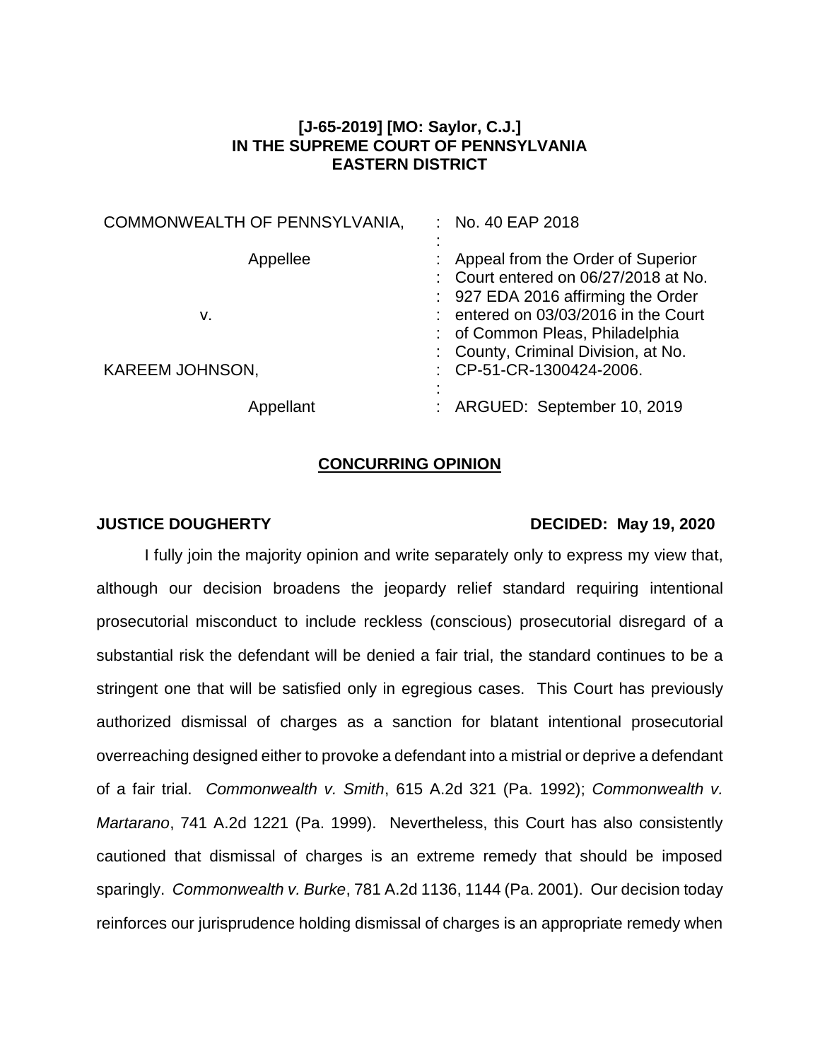**[J-65-2019] [MO: Saylor, C.J.]**
**IN THE SUPREME COURT OF PENNSYLVANIA**
**EASTERN DISTRICT**

| | |
|---|---|
| COMMONWEALTH OF PENNSYLVANIA, | : No. 40 EAP 2018 |
| Appellee | : Appeal from the Order of Superior Court entered on 06/27/2018 at No. 927 EDA 2016 affirming the Order entered on 03/03/2016 in the Court of Common Pleas, Philadelphia County, Criminal Division, at No. CP-51-CR-1300424-2006. |
| v. | |
| KAREEM JOHNSON, | |
| Appellant | : ARGUED: September 10, 2019 |

## CONCURRING OPINION

**JUSTICE DOUGHERTY** **DECIDED: May 19, 2020**

I fully join the majority opinion and write separately only to express my view that, although our decision broadens the jeopardy relief standard requiring intentional prosecutorial misconduct to include reckless (conscious) prosecutorial disregard of a substantial risk the defendant will be denied a fair trial, the standard continues to be a stringent one that will be satisfied only in egregious cases. This Court has previously authorized dismissal of charges as a sanction for blatant intentional prosecutorial overreaching designed either to provoke a defendant into a mistrial or deprive a defendant of a fair trial. *Commonwealth v. Smith*, 615 A.2d 321 (Pa. 1992); *Commonwealth v. Martarano*, 741 A.2d 1221 (Pa. 1999). Nevertheless, this Court has also consistently cautioned that dismissal of charges is an extreme remedy that should be imposed sparingly. *Commonwealth v. Burke*, 781 A.2d 1136, 1144 (Pa. 2001). Our decision today reinforces our jurisprudence holding dismissal of charges is an appropriate remedy when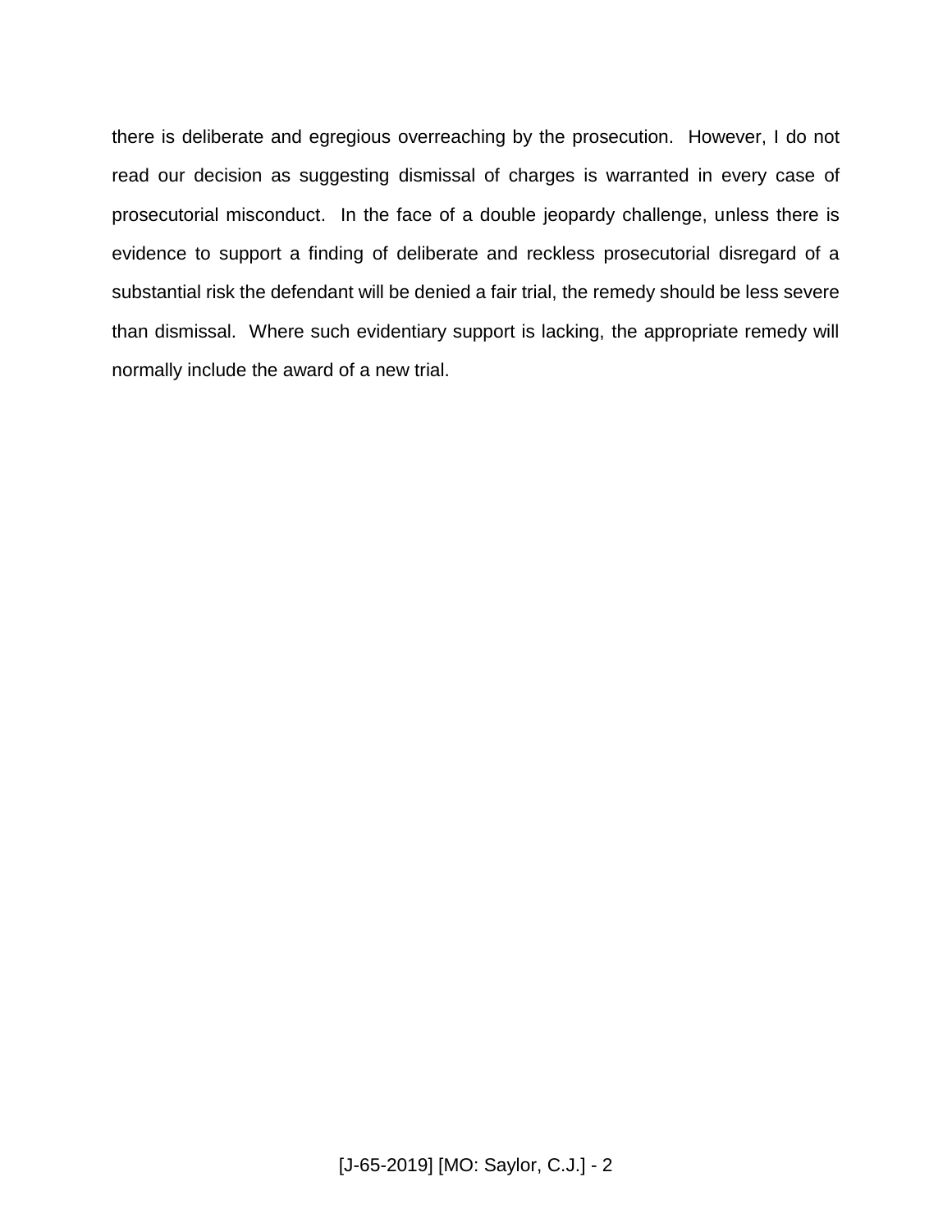there is deliberate and egregious overreaching by the prosecution. However, I do not read our decision as suggesting dismissal of charges is warranted in every case of prosecutorial misconduct. In the face of a double jeopardy challenge, unless there is evidence to support a finding of deliberate and reckless prosecutorial disregard of a substantial risk the defendant will be denied a fair trial, the remedy should be less severe than dismissal. Where such evidentiary support is lacking, the appropriate remedy will normally include the award of a new trial.